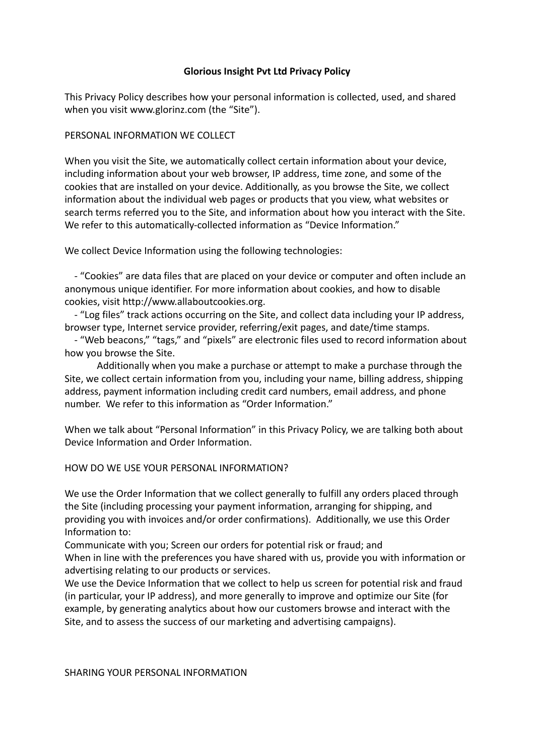# Glorious Insight Pvt Ltd Privacy Policy

This Privacy Policy describes how your personal information is collected, used, and shared when you visit www.glorinz.com (the "Site").

## PERSONAL INFORMATION WE COLLECT

When you visit the Site, we automatically collect certain information about your device, including information about your web browser, IP address, time zone, and some of the cookies that are installed on your device. Additionally, as you browse the Site, we collect information about the individual web pages or products that you view, what websites or search terms referred you to the Site, and information about how you interact with the Site. We refer to this automatically-collected information as "Device Information."

We collect Device Information using the following technologies:

- "Cookies" are data files that are placed on your device or computer and often include an anonymous unique identifier. For more information about cookies, and how to disable cookies, visit http://www.allaboutcookies.org.
- "Log files" track actions occurring on the Site, and collect data including your IP address, browser type, Internet service provider, referring/exit pages, and date/time stamps.
- "Web beacons," "tags," and "pixels" are electronic files used to record information about how you browse the Site.

Additionally when you make a purchase or attempt to make a purchase through the Site, we collect certain information from you, including your name, billing address, shipping address, payment information including credit card numbers, email address, and phone number. We refer to this information as "Order Information."

When we talk about "Personal Information" in this Privacy Policy, we are talking both about Device Information and Order Information.

## HOW DO WE USE YOUR PERSONAL INFORMATION?

We use the Order Information that we collect generally to fulfill any orders placed through the Site (including processing your payment information, arranging for shipping, and providing you with invoices and/or order confirmations). Additionally, we use this Order Information to:

Communicate with you; Screen our orders for potential risk or fraud; and

When in line with the preferences you have shared with us, provide you with information or advertising relating to our products or services.

We use the Device Information that we collect to help us screen for potential risk and fraud (in particular, your IP address), and more generally to improve and optimize our Site (for example, by generating analytics about how our customers browse and interact with the Site, and to assess the success of our marketing and advertising campaigns).

## SHARING YOUR PERSONAL INFORMATION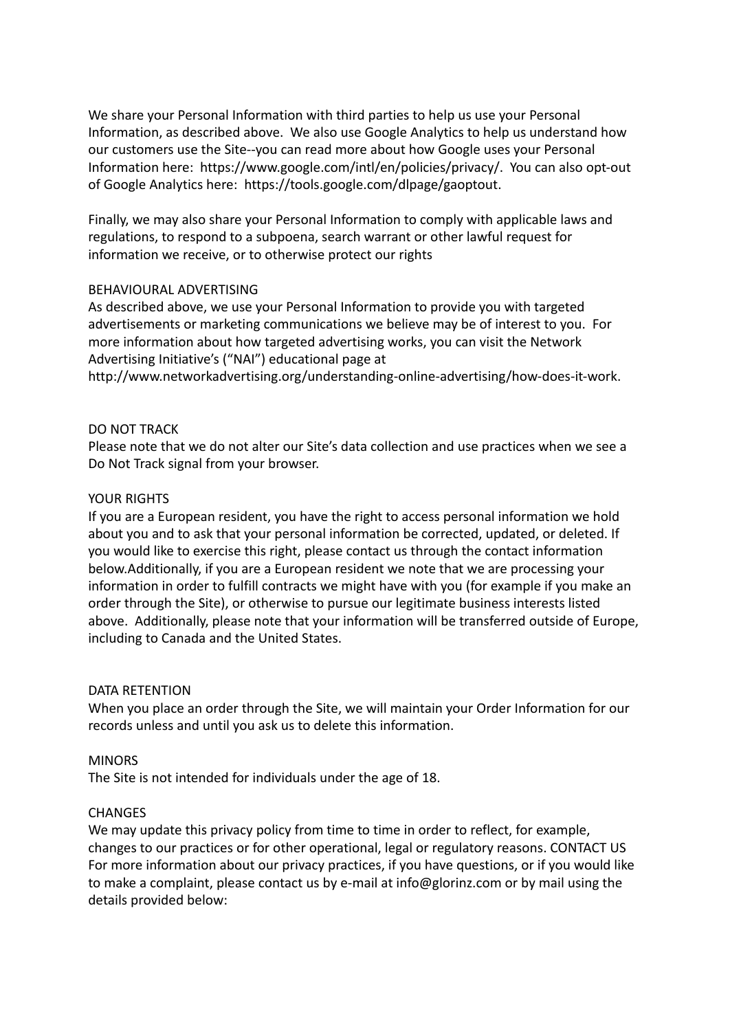We share your Personal Information with third parties to help us use your Personal Information, as described above. We also use Google Analytics to help us understand how our customers use the Site--you can read more about how Google uses your Personal Information here: https://www.google.com/intl/en/policies/privacy/. You can also opt-out of Google Analytics here: https://tools.google.com/dlpage/gaoptout.

Finally, we may also share your Personal Information to comply with applicable laws and regulations, to respond to a subpoena, search warrant or other lawful request for information we receive, or to otherwise protect our rights

## BEHAVIOURAL ADVERTISING

As described above, we use your Personal Information to provide you with targeted advertisements or marketing communications we believe may be of interest to you. For more information about how targeted advertising works, you can visit the Network Advertising Initiative's ("NAI") educational page at http://www.networkadvertising.org/understanding-online-advertising/how-does-it-work.

## DO NOT TRACK

Please note that we do not alter our Site's data collection and use practices when we see a Do Not Track signal from your browser.

## YOUR RIGHTS

If you are a European resident, you have the right to access personal information we hold about you and to ask that your personal information be corrected, updated, or deleted. If you would like to exercise this right, please contact us through the contact information below.Additionally, if you are a European resident we note that we are processing your information in order to fulfill contracts we might have with you (for example if you make an order through the Site), or otherwise to pursue our legitimate business interests listed above. Additionally, please note that your information will be transferred outside of Europe, including to Canada and the United States.

## DATA RETENTION

When you place an order through the Site, we will maintain your Order Information for our records unless and until you ask us to delete this information.

## MINORS

The Site is not intended for individuals under the age of 18.

## CHANGES

We may update this privacy policy from time to time in order to reflect, for example, changes to our practices or for other operational, legal or regulatory reasons. CONTACT US For more information about our privacy practices, if you have questions, or if you would like to make a complaint, please contact us by e-mail at info@glorinz.com or by mail using the details provided below: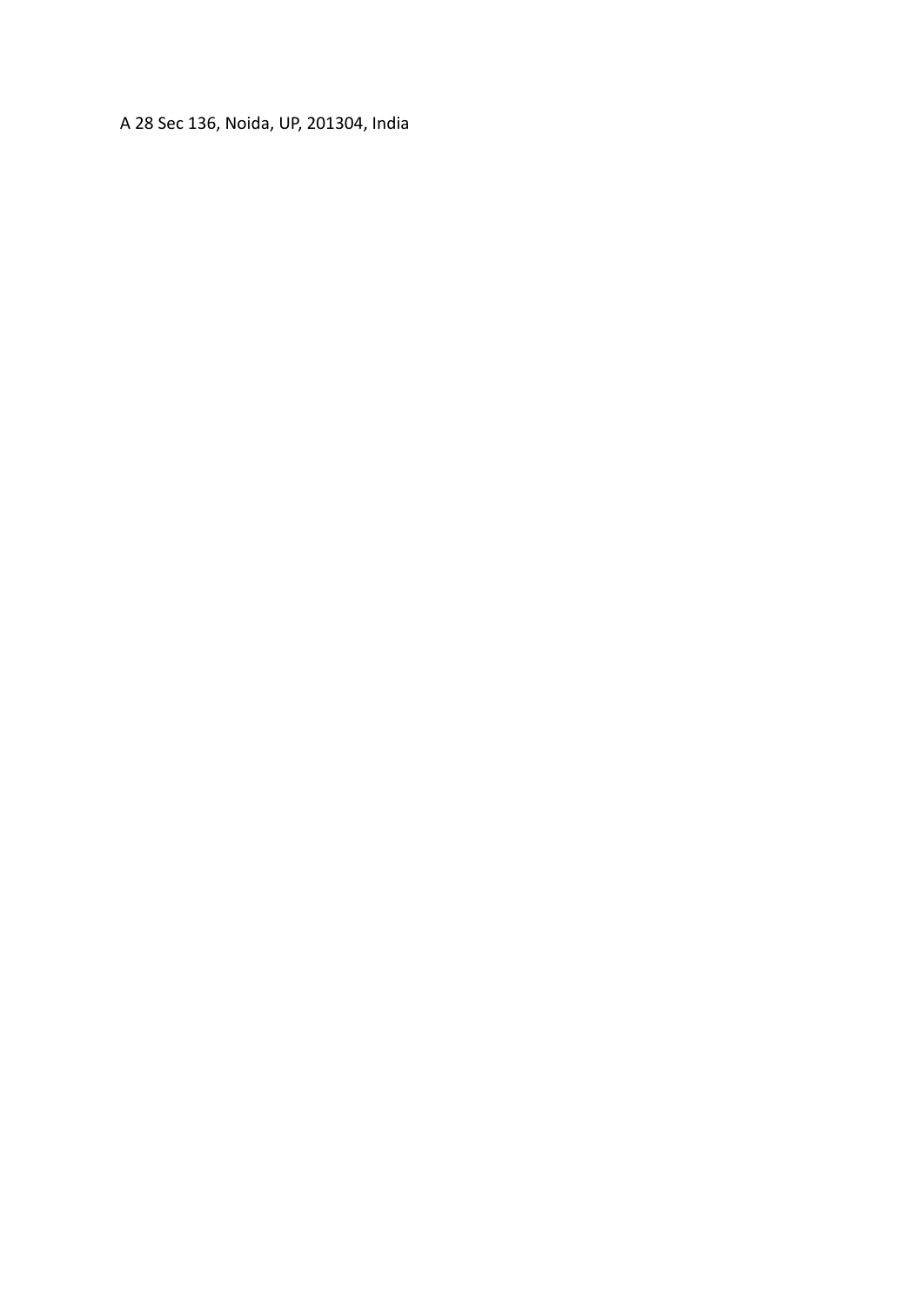A 28 Sec 136, Noida, UP, 201304, India